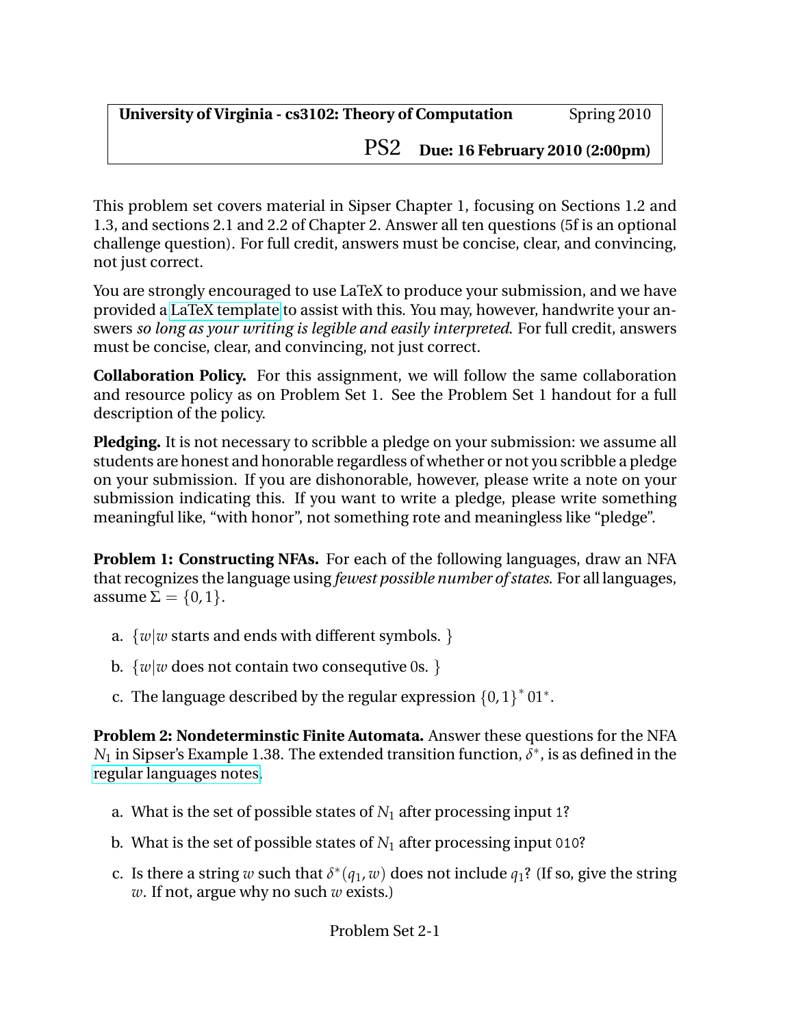| **University of Virginia - cs3102: Theory of Computation** | Spring 2010 |
| --- | --- |
| | PS2 **Due: 16 February 2010 (2:00pm)** |

This problem set covers material in Sipser Chapter 1, focusing on Sections 1.2 and 1.3, and sections 2.1 and 2.2 of Chapter 2. Answer all ten questions (5f is an optional challenge question). For full credit, answers must be concise, clear, and convincing, not just correct.

You are strongly encouraged to use LaTeX to produce your submission, and we have provided a LaTeX template to assist with this. You may, however, handwrite your answers *so long as your writing is legible and easily interpreted*. For full credit, answers must be concise, clear, and convincing, not just correct.

**Collaboration Policy.** For this assignment, we will follow the same collaboration and resource policy as on Problem Set 1. See the Problem Set 1 handout for a full description of the policy.

**Pledging.** It is not necessary to scribble a pledge on your submission: we assume all students are honest and honorable regardless of whether or not you scribble a pledge on your submission. If you are dishonorable, however, please write a note on your submission indicating this. If you want to write a pledge, please write something meaningful like, "with honor", not something rote and meaningless like "pledge".

**Problem 1: Constructing NFAs.** For each of the following languages, draw an NFA that recognizes the language using *fewest possible number of states*. For all languages, assume $\Sigma = \{0, 1\}$.

a. $\{w | w$ starts and ends with different symbols. $\}$

b. $\{w | w$ does not contain two consequtive 0s. $\}$

c. The language described by the regular expression $\{0, 1\}^* 01^*$.

**Problem 2: Nondeterminstic Finite Automata.** Answer these questions for the NFA $N_1$ in Sipser's Example 1.38. The extended transition function, $\delta^*$, is as defined in the regular languages notes.

a. What is the set of possible states of $N_1$ after processing input `1`?

b. What is the set of possible states of $N_1$ after processing input `010`?

c. Is there a string $w$ such that $\delta^*(q_1, w)$ does not include $q_1$? (If so, give the string $w$. If not, argue why no such $w$ exists.)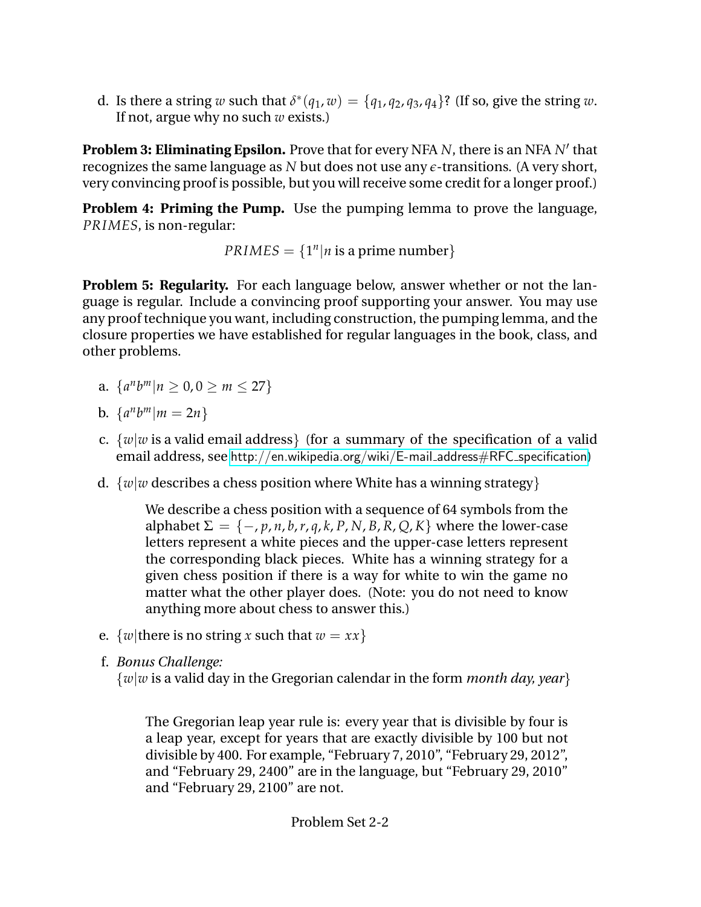d. Is there a string $w$ such that $\delta^*(q_1, w) = \{q_1, q_2, q_3, q_4\}$? (If so, give the string $w$. If not, argue why no such $w$ exists.)

**Problem 3: Eliminating Epsilon.** Prove that for every NFA $N$, there is an NFA $N'$ that recognizes the same language as $N$ but does not use any $\epsilon$-transitions. (A very short, very convincing proof is possible, but you will receive some credit for a longer proof.)

**Problem 4: Priming the Pump.** Use the pumping lemma to prove the language, $PRIMES$, is non-regular:

$$PRIMES = \{1^n | n \text{ is a prime number}\}$$

**Problem 5: Regularity.** For each language below, answer whether or not the language is regular. Include a convincing proof supporting your answer. You may use any proof technique you want, including construction, the pumping lemma, and the closure properties we have established for regular languages in the book, class, and other problems.

a. $\{a^n b^m | n \geq 0, 0 \geq m \leq 27\}$

b. $\{a^n b^m | m = 2n\}$

c. $\{w | w \text{ is a valid email address}\}$ (for a summary of the specification of a valid email address, see http://en.wikipedia.org/wiki/E-mail_address#RFC_specification)

d. $\{w | w \text{ describes a chess position where White has a winning strategy}\}$

> We describe a chess position with a sequence of 64 symbols from the alphabet $\Sigma = \{-, p, n, b, r, q, k, P, N, B, R, Q, K\}$ where the lower-case letters represent a white pieces and the upper-case letters represent the corresponding black pieces. White has a winning strategy for a given chess position if there is a way for white to win the game no matter what the other player does. (Note: you do not need to know anything more about chess to answer this.)

e. $\{w | \text{there is no string } x \text{ such that } w = xx\}$

f. *Bonus Challenge:*
$\{w | w \text{ is a valid day in the Gregorian calendar in the form } \textit{month day, year}\}$

> The Gregorian leap year rule is: every year that is divisible by four is a leap year, except for years that are exactly divisible by 100 but not divisible by 400. For example, "February 7, 2010", "February 29, 2012", and "February 29, 2400" are in the language, but "February 29, 2010" and "February 29, 2100" are not.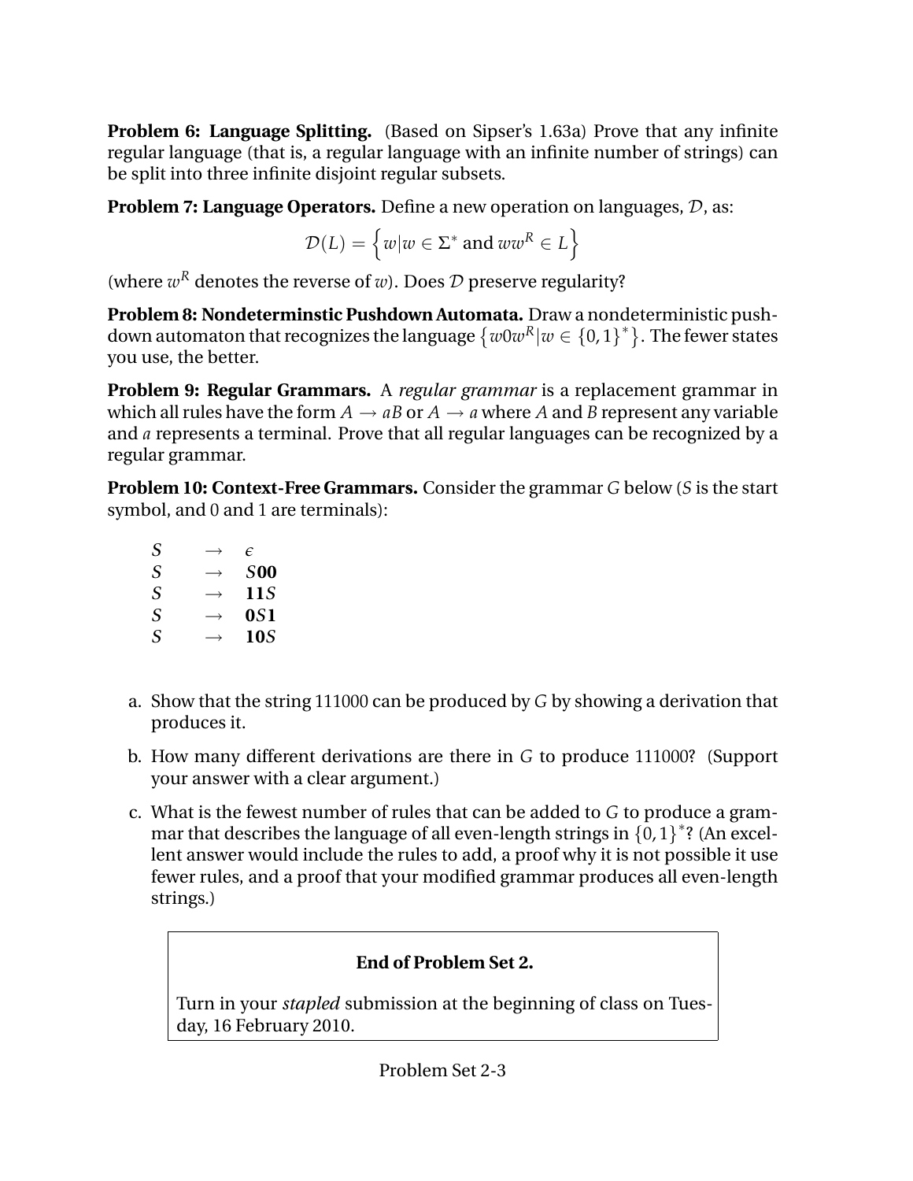**Problem 6: Language Splitting.** (Based on Sipser's 1.63a) Prove that any infinite regular language (that is, a regular language with an infinite number of strings) can be split into three infinite disjoint regular subsets.

**Problem 7: Language Operators.** Define a new operation on languages, $\mathcal{D}$, as:

$$\mathcal{D}(L) = \left\{ w | w \in \Sigma^* \text{ and } ww^R \in L \right\}$$

(where $w^R$ denotes the reverse of $w$). Does $\mathcal{D}$ preserve regularity?

**Problem 8: Nondeterminstic Pushdown Automata.** Draw a nondeterministic pushdown automaton that recognizes the language $\left\{ w0w^R | w \in \{0,1\}^* \right\}$. The fewer states you use, the better.

**Problem 9: Regular Grammars.** A *regular grammar* is a replacement grammar in which all rules have the form $A \rightarrow aB$ or $A \rightarrow a$ where $A$ and $B$ represent any variable and $a$ represents a terminal. Prove that all regular languages can be recognized by a regular grammar.

**Problem 10: Context-Free Grammars.** Consider the grammar $G$ below ($S$ is the start symbol, and 0 and 1 are terminals):

$$
\begin{aligned}
S &\rightarrow \epsilon \\
S &\rightarrow S\mathbf{00} \\
S &\rightarrow \mathbf{11}S \\
S &\rightarrow \mathbf{0}S\mathbf{1} \\
S &\rightarrow \mathbf{10}S
\end{aligned}
$$

a. Show that the string 111000 can be produced by $G$ by showing a derivation that produces it.

b. How many different derivations are there in $G$ to produce 111000? (Support your answer with a clear argument.)

c. What is the fewest number of rules that can be added to $G$ to produce a grammar that describes the language of all even-length strings in $\{0,1\}^*$? (An excellent answer would include the rules to add, a proof why it is not possible it use fewer rules, and a proof that your modified grammar produces all even-length strings.)

**End of Problem Set 2.**

Turn in your *stapled* submission at the beginning of class on Tuesday, 16 February 2010.